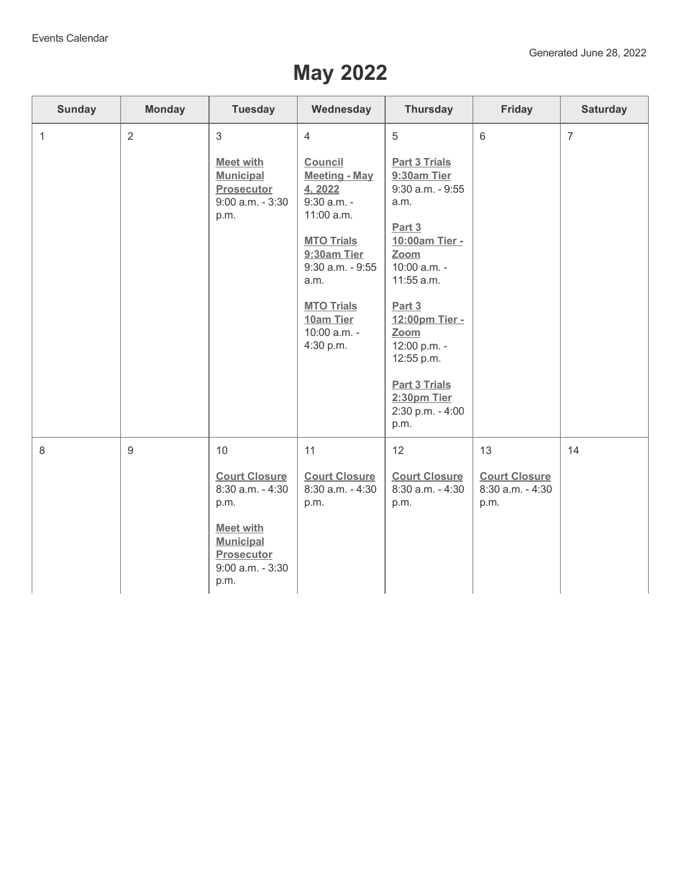Events Calendar

Generated June 28, 2022

# May 2022

| Sunday | Monday | Tuesday | Wednesday | Thursday | Friday | Saturday |
|---|---|---|---|---|---|---|
| 1 | 2 | 3<br><br>**Meet with Municipal Prosecutor**<br>9:00 a.m. - 3:30 p.m. | 4<br><br>**Council Meeting - May 4, 2022**<br>9:30 a.m. - 11:00 a.m.<br><br>**MTO Trials 9:30am Tier**<br>9:30 a.m. - 9:55 a.m.<br><br>**MTO Trials 10am Tier**<br>10:00 a.m. - 4:30 p.m. | 5<br><br>**Part 3 Trials 9:30am Tier**<br>9:30 a.m. - 9:55 a.m.<br><br>**Part 3 10:00am Tier - Zoom**<br>10:00 a.m. - 11:55 a.m.<br><br>**Part 3 12:00pm Tier - Zoom**<br>12:00 p.m. - 12:55 p.m.<br><br>**Part 3 Trials 2:30pm Tier**<br>2:30 p.m. - 4:00 p.m. | 6 | 7 |
| 8 | 9 | 10<br><br>**Court Closure**<br>8:30 a.m. - 4:30 p.m.<br><br>**Meet with Municipal Prosecutor**<br>9:00 a.m. - 3:30 p.m. | 11<br><br>**Court Closure**<br>8:30 a.m. - 4:30 p.m. | 12<br><br>**Court Closure**<br>8:30 a.m. - 4:30 p.m. | 13<br><br>**Court Closure**<br>8:30 a.m. - 4:30 p.m. | 14 |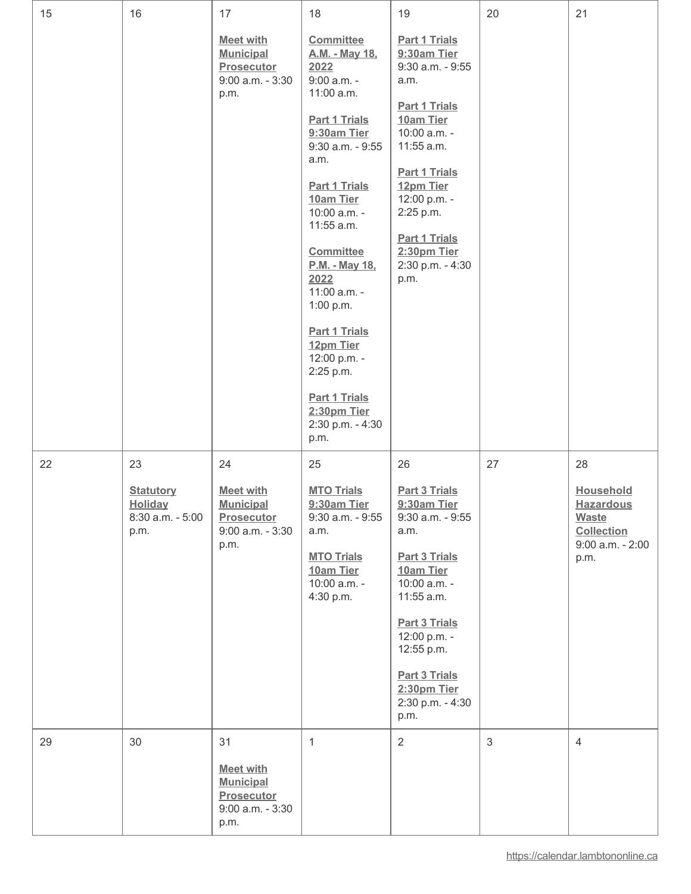| | | | | | | |
|---|---|---|---|---|---|---|
| 15 | 16 | 17<br><br>**Meet with Municipal Prosecutor**<br>9:00 a.m. - 3:30 p.m. | 18<br><br>**Committee A.M. - May 18, 2022**<br>9:00 a.m. - 11:00 a.m.<br><br>**Part 1 Trials 9:30am Tier**<br>9:30 a.m. - 9:55 a.m.<br><br>**Part 1 Trials 10am Tier**<br>10:00 a.m. - 11:55 a.m.<br><br>**Committee P.M. - May 18, 2022**<br>11:00 a.m. - 1:00 p.m.<br><br>**Part 1 Trials 12pm Tier**<br>12:00 p.m. - 2:25 p.m.<br><br>**Part 1 Trials 2:30pm Tier**<br>2:30 p.m. - 4:30 p.m. | 19<br><br>**Part 1 Trials 9:30am Tier**<br>9:30 a.m. - 9:55 a.m.<br><br>**Part 1 Trials 10am Tier**<br>10:00 a.m. - 11:55 a.m.<br><br>**Part 1 Trials 12pm Tier**<br>12:00 p.m. - 2:25 p.m.<br><br>**Part 1 Trials 2:30pm Tier**<br>2:30 p.m. - 4:30 p.m. | 20 | 21 |
| 22 | 23<br><br>**Statutory Holiday**<br>8:30 a.m. - 5:00 p.m. | 24<br><br>**Meet with Municipal Prosecutor**<br>9:00 a.m. - 3:30 p.m. | 25<br><br>**MTO Trials 9:30am Tier**<br>9:30 a.m. - 9:55 a.m.<br><br>**MTO Trials 10am Tier**<br>10:00 a.m. - 4:30 p.m. | 26<br><br>**Part 3 Trials 9:30am Tier**<br>9:30 a.m. - 9:55 a.m.<br><br>**Part 3 Trials 10am Tier**<br>10:00 a.m. - 11:55 a.m.<br><br>**Part 3 Trials**<br>12:00 p.m. - 12:55 p.m.<br><br>**Part 3 Trials 2:30pm Tier**<br>2:30 p.m. - 4:30 p.m. | 27 | 28<br><br>**Household Hazardous Waste Collection**<br>9:00 a.m. - 2:00 p.m. |
| 29 | 30 | 31<br><br>**Meet with Municipal Prosecutor**<br>9:00 a.m. - 3:30 p.m. | 1 | 2 | 3 | 4 |

https://calendar.lambtononline.ca